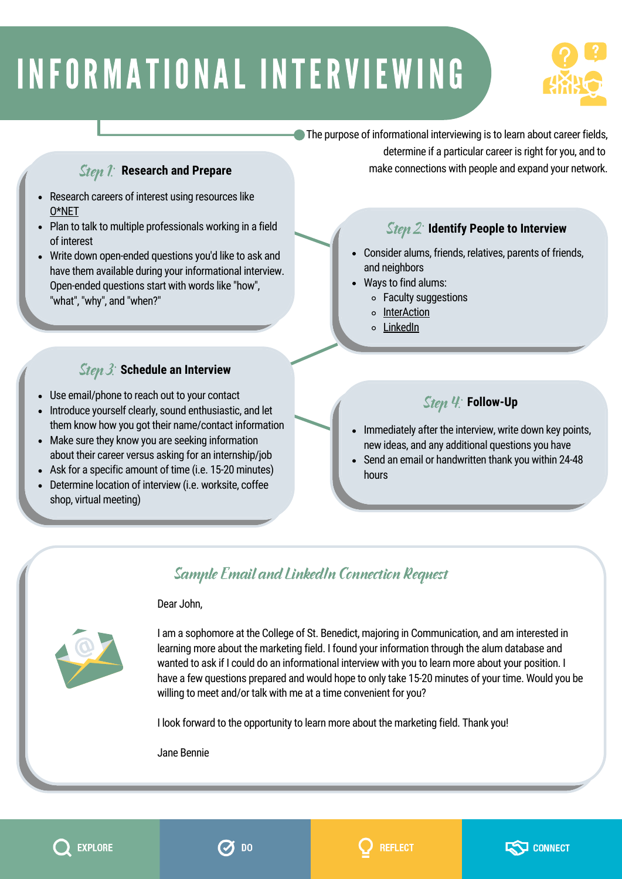# INFORMATIONAL INTERVIEWING

The purpose of informational interviewing is to learn about career fields, determine if a particular career is right for you, and to make connections with people and expand your network.

## Step 1: Research and Prepare

- Research careers of interest using resources like O*NET
- Plan to talk to multiple professionals working in a field of interest
- Write down open-ended questions you'd like to ask and have them available during your informational interview. Open-ended questions start with words like "how", "what", "why", and "when?"

## Step 2: Identify People to Interview

- Consider alums, friends, relatives, parents of friends, and neighbors
- Ways to find alums:
  - Faculty suggestions
  - InterAction
  - LinkedIn

## Step 3: Schedule an Interview

- Use email/phone to reach out to your contact
- Introduce yourself clearly, sound enthusiastic, and let them know how you got their name/contact information
- Make sure they know you are seeking information about their career versus asking for an internship/job
- Ask for a specific amount of time (i.e. 15-20 minutes)
- Determine location of interview (i.e. worksite, coffee shop, virtual meeting)

## Step 4: Follow-Up

- Immediately after the interview, write down key points, new ideas, and any additional questions you have
- Send an email or handwritten thank you within 24-48 hours

## Sample Email and LinkedIn Connection Request

Dear John,

I am a sophomore at the College of St. Benedict, majoring in Communication, and am interested in learning more about the marketing field. I found your information through the alum database and wanted to ask if I could do an informational interview with you to learn more about your position. I have a few questions prepared and would hope to only take 15-20 minutes of your time. Would you be willing to meet and/or talk with me at a time convenient for you?

I look forward to the opportunity to learn more about the marketing field. Thank you!

Jane Bennie

EXPLORE | DO | REFLECT | CONNECT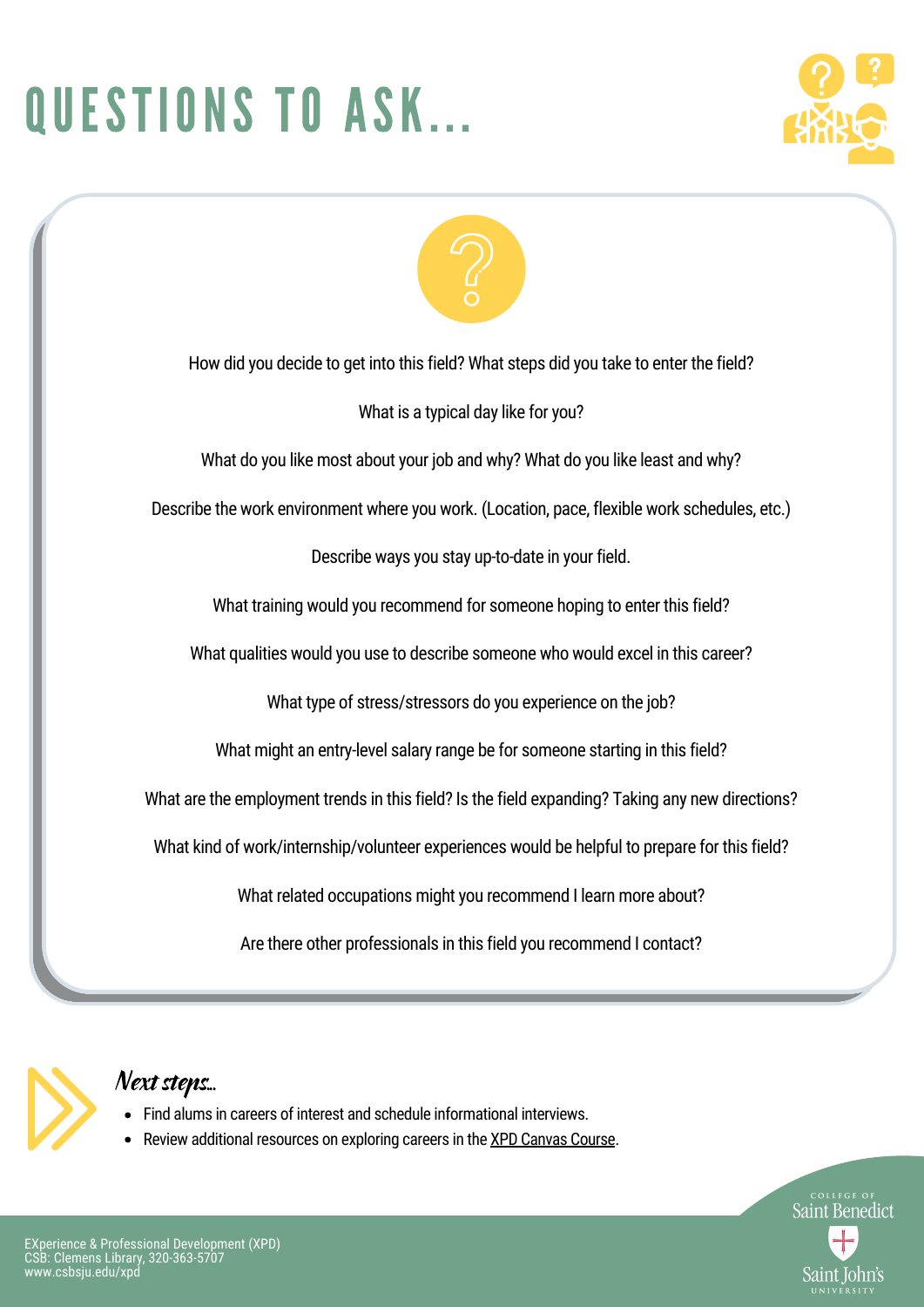# QUESTIONS TO ASK...

How did you decide to get into this field? What steps did you take to enter the field?

What is a typical day like for you?

What do you like most about your job and why? What do you like least and why?

Describe the work environment where you work. (Location, pace, flexible work schedules, etc.)

Describe ways you stay up-to-date in your field.

What training would you recommend for someone hoping to enter this field?

What qualities would you use to describe someone who would excel in this career?

What type of stress/stressors do you experience on the job?

What might an entry-level salary range be for someone starting in this field?

What are the employment trends in this field? Is the field expanding? Taking any new directions?

What kind of work/internship/volunteer experiences would be helpful to prepare for this field?

What related occupations might you recommend I learn more about?

Are there other professionals in this field you recommend I contact?

## *Next steps...*

- Find alums in careers of interest and schedule informational interviews.
- Review additional resources on exploring careers in the XPD Canvas Course.

EXperience & Professional Development (XPD)
CSB: Clemens Library, 320-363-5707
www.csbsju.edu/xpd

College of Saint Benedict
Saint John's University